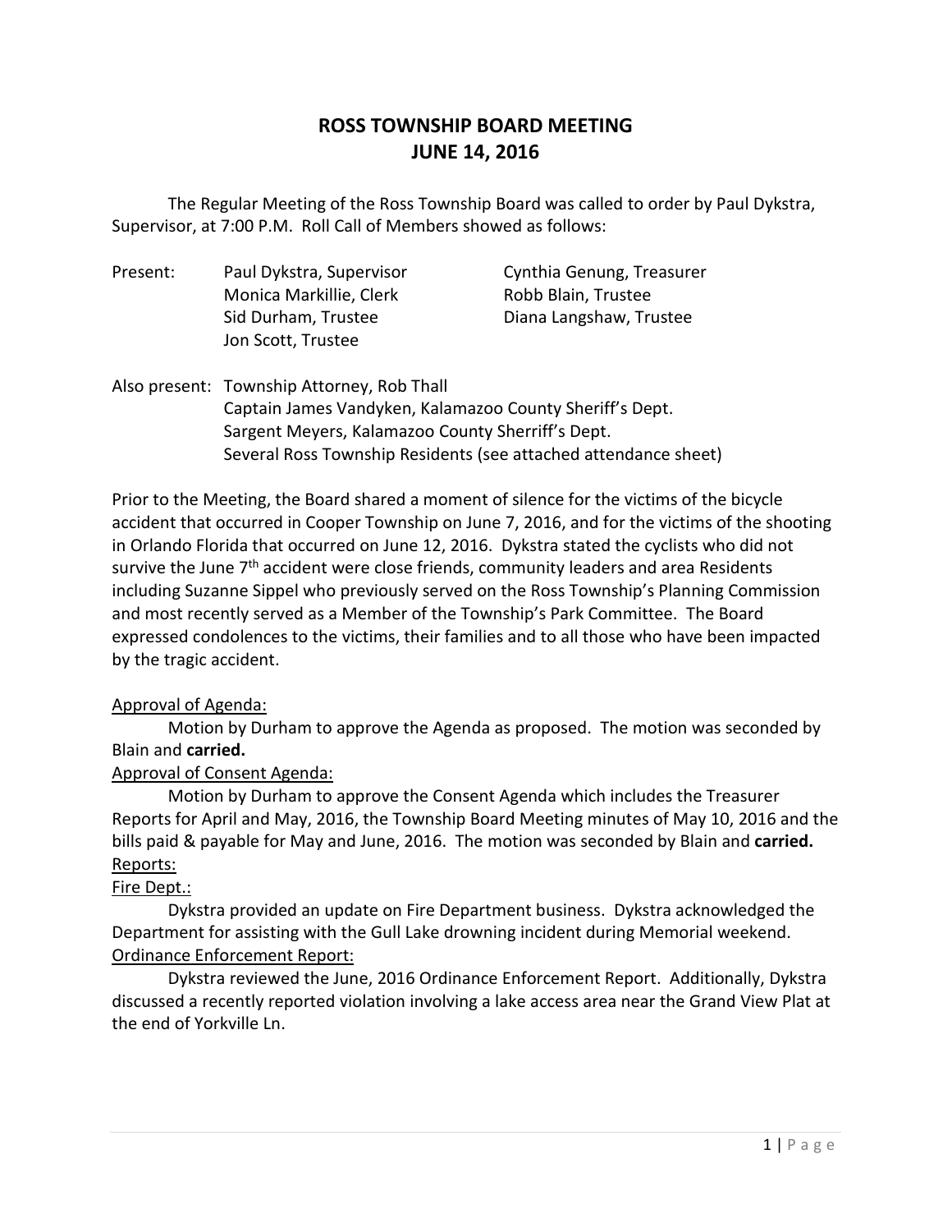# ROSS TOWNSHIP BOARD MEETING
# JUNE 14, 2016

The Regular Meeting of the Ross Township Board was called to order by Paul Dykstra, Supervisor, at 7:00 P.M. Roll Call of Members showed as follows:

Present:
- Paul Dykstra, Supervisor
- Cynthia Genung, Treasurer
- Monica Markillie, Clerk
- Robb Blain, Trustee
- Sid Durham, Trustee
- Diana Langshaw, Trustee
- Jon Scott, Trustee

Also present:
- Township Attorney, Rob Thall
- Captain James Vandyken, Kalamazoo County Sheriff's Dept.
- Sargent Meyers, Kalamazoo County Sherriff's Dept.
- Several Ross Township Residents (see attached attendance sheet)

Prior to the Meeting, the Board shared a moment of silence for the victims of the bicycle accident that occurred in Cooper Township on June 7, 2016, and for the victims of the shooting in Orlando Florida that occurred on June 12, 2016. Dykstra stated the cyclists who did not survive the June 7th accident were close friends, community leaders and area Residents including Suzanne Sippel who previously served on the Ross Township's Planning Commission and most recently served as a Member of the Township's Park Committee. The Board expressed condolences to the victims, their families and to all those who have been impacted by the tragic accident.

Approval of Agenda:

Motion by Durham to approve the Agenda as proposed. The motion was seconded by Blain and **carried.**

Approval of Consent Agenda:

Motion by Durham to approve the Consent Agenda which includes the Treasurer Reports for April and May, 2016, the Township Board Meeting minutes of May 10, 2016 and the bills paid & payable for May and June, 2016. The motion was seconded by Blain and **carried.**

Reports:

Fire Dept.:

Dykstra provided an update on Fire Department business. Dykstra acknowledged the Department for assisting with the Gull Lake drowning incident during Memorial weekend.

Ordinance Enforcement Report:

Dykstra reviewed the June, 2016 Ordinance Enforcement Report. Additionally, Dykstra discussed a recently reported violation involving a lake access area near the Grand View Plat at the end of Yorkville Ln.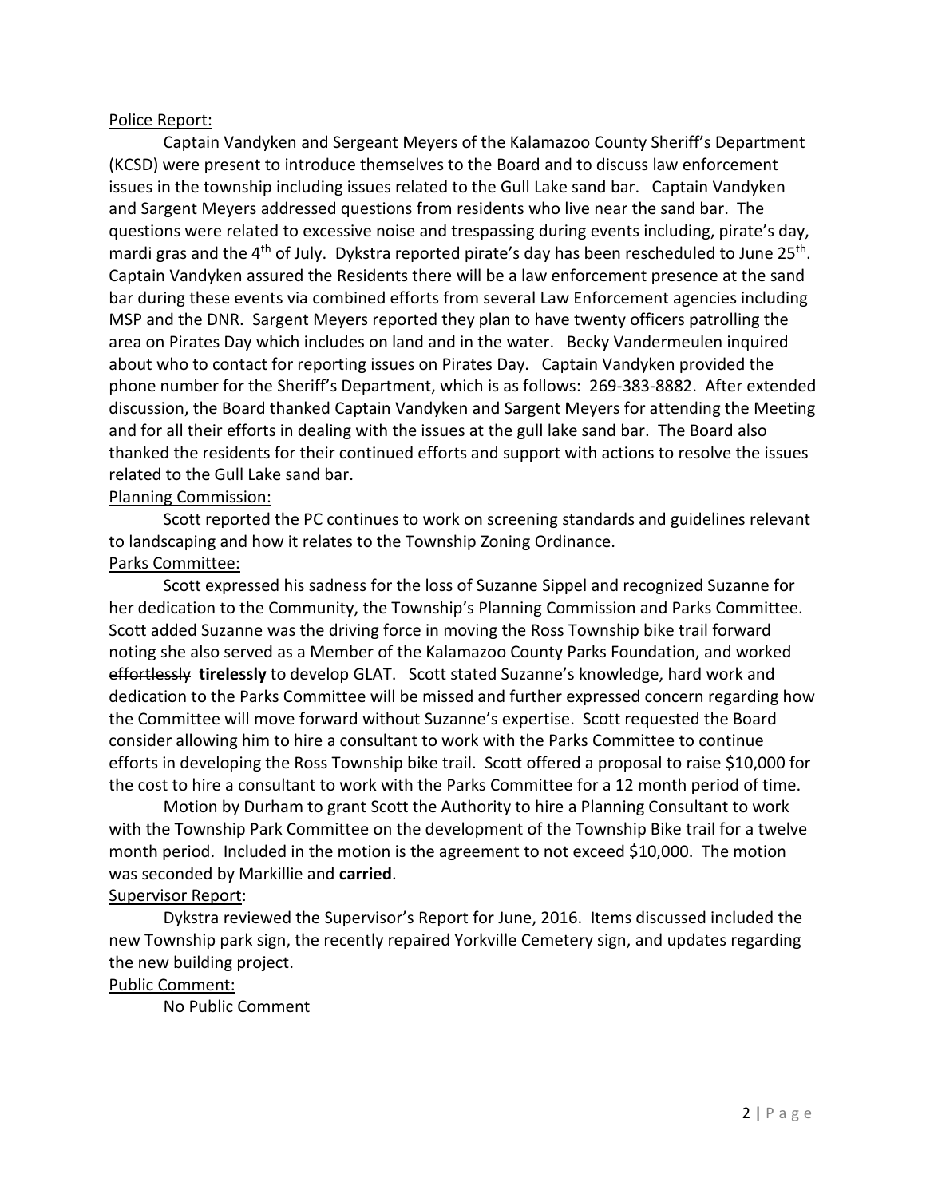Police Report:

Captain Vandyken and Sergeant Meyers of the Kalamazoo County Sheriff's Department (KCSD) were present to introduce themselves to the Board and to discuss law enforcement issues in the township including issues related to the Gull Lake sand bar. Captain Vandyken and Sargent Meyers addressed questions from residents who live near the sand bar. The questions were related to excessive noise and trespassing during events including, pirate's day, mardi gras and the 4th of July. Dykstra reported pirate's day has been rescheduled to June 25th. Captain Vandyken assured the Residents there will be a law enforcement presence at the sand bar during these events via combined efforts from several Law Enforcement agencies including MSP and the DNR. Sargent Meyers reported they plan to have twenty officers patrolling the area on Pirates Day which includes on land and in the water. Becky Vandermeulen inquired about who to contact for reporting issues on Pirates Day. Captain Vandyken provided the phone number for the Sheriff's Department, which is as follows: 269-383-8882. After extended discussion, the Board thanked Captain Vandyken and Sargent Meyers for attending the Meeting and for all their efforts in dealing with the issues at the gull lake sand bar. The Board also thanked the residents for their continued efforts and support with actions to resolve the issues related to the Gull Lake sand bar.

Planning Commission:

Scott reported the PC continues to work on screening standards and guidelines relevant to landscaping and how it relates to the Township Zoning Ordinance.

Parks Committee:

Scott expressed his sadness for the loss of Suzanne Sippel and recognized Suzanne for her dedication to the Community, the Township's Planning Commission and Parks Committee. Scott added Suzanne was the driving force in moving the Ross Township bike trail forward noting she also served as a Member of the Kalamazoo County Parks Foundation, and worked ~~effortlessly~~ **tirelessly** to develop GLAT. Scott stated Suzanne's knowledge, hard work and dedication to the Parks Committee will be missed and further expressed concern regarding how the Committee will move forward without Suzanne's expertise. Scott requested the Board consider allowing him to hire a consultant to work with the Parks Committee to continue efforts in developing the Ross Township bike trail. Scott offered a proposal to raise $10,000 for the cost to hire a consultant to work with the Parks Committee for a 12 month period of time.

Motion by Durham to grant Scott the Authority to hire a Planning Consultant to work with the Township Park Committee on the development of the Township Bike trail for a twelve month period. Included in the motion is the agreement to not exceed $10,000. The motion was seconded by Markillie and **carried**.

Supervisor Report:

Dykstra reviewed the Supervisor's Report for June, 2016. Items discussed included the new Township park sign, the recently repaired Yorkville Cemetery sign, and updates regarding the new building project.

Public Comment:

No Public Comment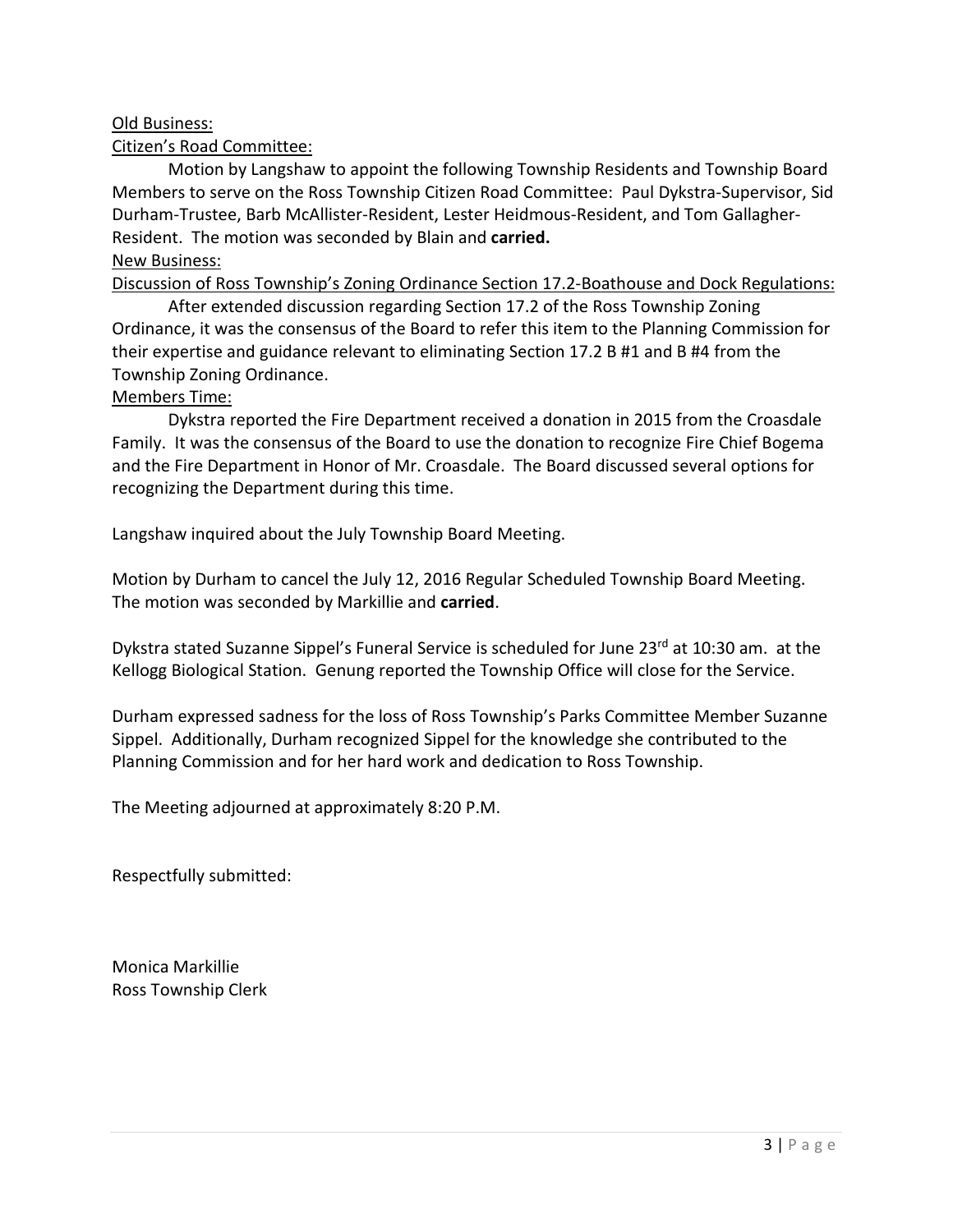Old Business:

Citizen's Road Committee:

Motion by Langshaw to appoint the following Township Residents and Township Board Members to serve on the Ross Township Citizen Road Committee: Paul Dykstra-Supervisor, Sid Durham-Trustee, Barb McAllister-Resident, Lester Heidmous-Resident, and Tom Gallagher-Resident. The motion was seconded by Blain and **carried.**

New Business:

Discussion of Ross Township's Zoning Ordinance Section 17.2-Boathouse and Dock Regulations:

After extended discussion regarding Section 17.2 of the Ross Township Zoning Ordinance, it was the consensus of the Board to refer this item to the Planning Commission for their expertise and guidance relevant to eliminating Section 17.2 B #1 and B #4 from the Township Zoning Ordinance.

Members Time:

Dykstra reported the Fire Department received a donation in 2015 from the Croasdale Family. It was the consensus of the Board to use the donation to recognize Fire Chief Bogema and the Fire Department in Honor of Mr. Croasdale. The Board discussed several options for recognizing the Department during this time.

Langshaw inquired about the July Township Board Meeting.

Motion by Durham to cancel the July 12, 2016 Regular Scheduled Township Board Meeting. The motion was seconded by Markillie and **carried**.

Dykstra stated Suzanne Sippel's Funeral Service is scheduled for June 23rd at 10:30 am. at the Kellogg Biological Station. Genung reported the Township Office will close for the Service.

Durham expressed sadness for the loss of Ross Township's Parks Committee Member Suzanne Sippel. Additionally, Durham recognized Sippel for the knowledge she contributed to the Planning Commission and for her hard work and dedication to Ross Township.

The Meeting adjourned at approximately 8:20 P.M.

Respectfully submitted:

Monica Markillie
Ross Township Clerk